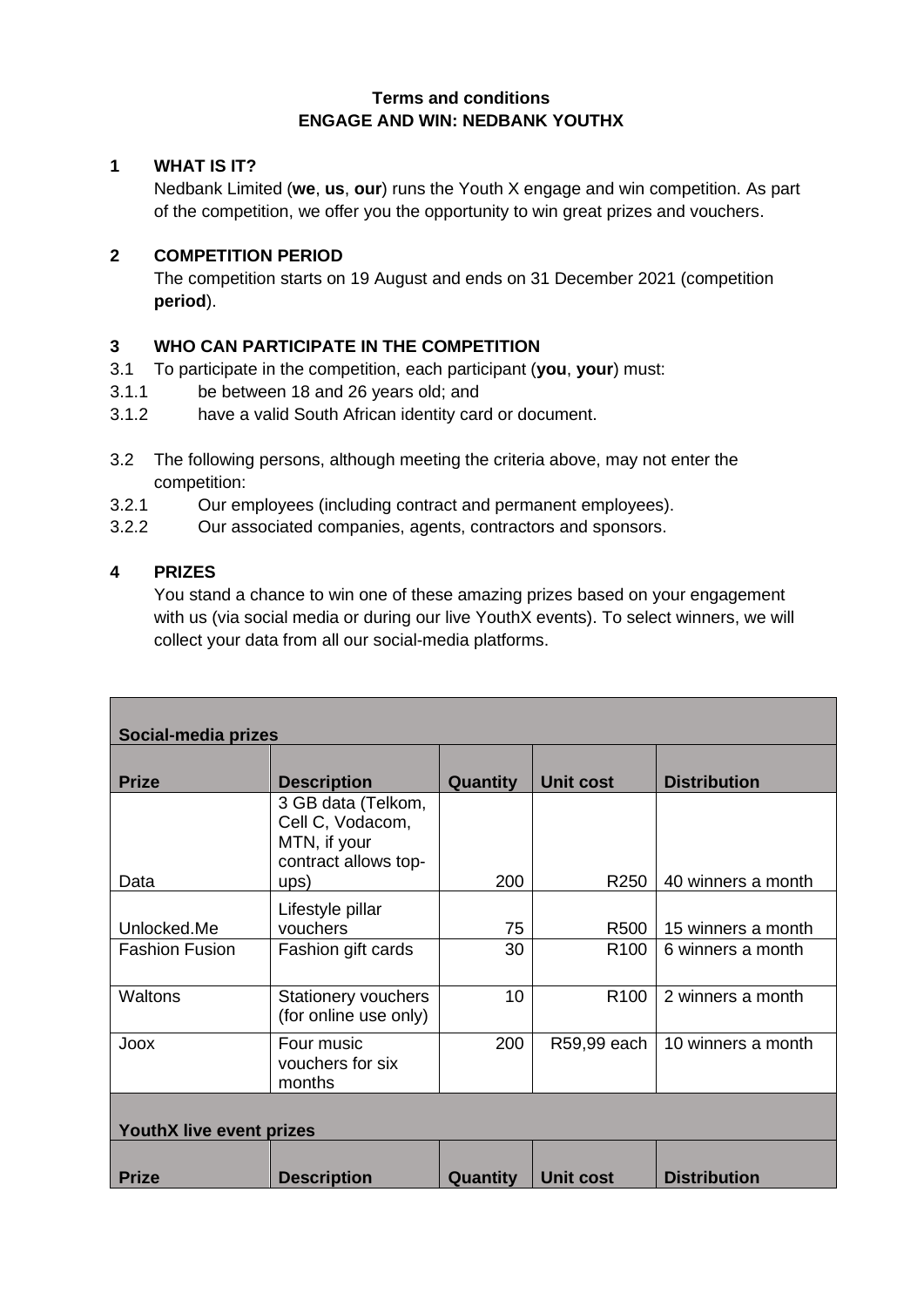**Terms and conditions**
**ENGAGE AND WIN: NEDBANK YOUTHX**

## 1 WHAT IS IT?

Nedbank Limited (**we**, **us**, **our**) runs the Youth X engage and win competition. As part of the competition, we offer you the opportunity to win great prizes and vouchers.

## 2 COMPETITION PERIOD

The competition starts on 19 August and ends on 31 December 2021 (competition **period**).

## 3 WHO CAN PARTICIPATE IN THE COMPETITION

3.1 To participate in the competition, each participant (**you**, **your**) must:

3.1.1 be between 18 and 26 years old; and

3.1.2 have a valid South African identity card or document.

3.2 The following persons, although meeting the criteria above, may not enter the competition:

3.2.1 Our employees (including contract and permanent employees).

3.2.2 Our associated companies, agents, contractors and sponsors.

## 4 PRIZES

You stand a chance to win one of these amazing prizes based on your engagement with us (via social media or during our live YouthX events). To select winners, we will collect your data from all our social-media platforms.

| **Social-media prizes** | | | | |
|---|---|---|---|---|
| **Prize** | **Description** | **Quantity** | **Unit cost** | **Distribution** |
| Data | 3 GB data (Telkom, Cell C, Vodacom, MTN, if your contract allows top-ups) | 200 | R250 | 40 winners a month |
| Unlocked.Me | Lifestyle pillar vouchers | 75 | R500 | 15 winners a month |
| Fashion Fusion | Fashion gift cards | 30 | R100 | 6 winners a month |
| Waltons | Stationery vouchers (for online use only) | 10 | R100 | 2 winners a month |
| Joox | Four music vouchers for six months | 200 | R59,99 each | 10 winners a month |
| **YouthX live event prizes** | | | | |
| **Prize** | **Description** | **Quantity** | **Unit cost** | **Distribution** |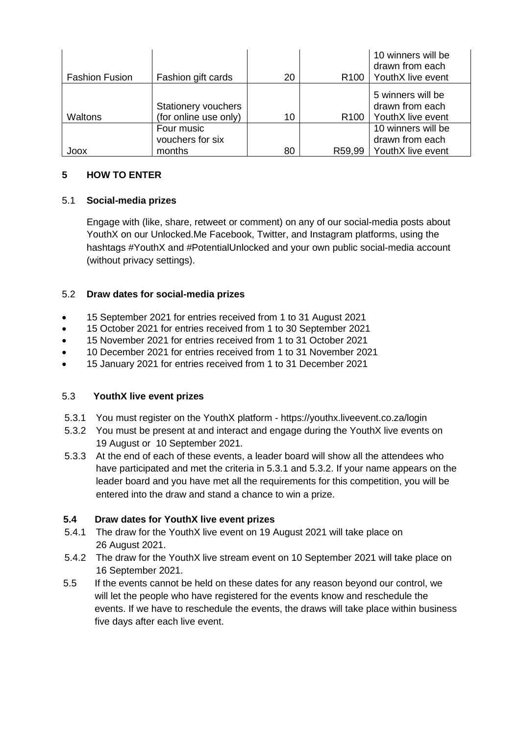| | | | | |
|---|---|---|---|---|
| Fashion Fusion | Fashion gift cards | 20 | R100 | 10 winners will be drawn from each YouthX live event |
| Waltons | Stationery vouchers (for online use only) | 10 | R100 | 5 winners will be drawn from each YouthX live event |
| Joox | Four music vouchers for six months | 80 | R59,99 | 10 winners will be drawn from each YouthX live event |

## 5 HOW TO ENTER

### 5.1 Social-media prizes

Engage with (like, share, retweet or comment) on any of our social-media posts about YouthX on our Unlocked.Me Facebook, Twitter, and Instagram platforms, using the hashtags #YouthX and #PotentialUnlocked and your own public social-media account (without privacy settings).

### 5.2 Draw dates for social-media prizes

- 15 September 2021 for entries received from 1 to 31 August 2021
- 15 October 2021 for entries received from 1 to 30 September 2021
- 15 November 2021 for entries received from 1 to 31 October 2021
- 10 December 2021 for entries received from 1 to 31 November 2021
- 15 January 2021 for entries received from 1 to 31 December 2021

### 5.3 YouthX live event prizes

5.3.1 You must register on the YouthX platform - https://youthx.liveevent.co.za/login

5.3.2 You must be present at and interact and engage during the YouthX live events on 19 August or 10 September 2021.

5.3.3 At the end of each of these events, a leader board will show all the attendees who have participated and met the criteria in 5.3.1 and 5.3.2. If your name appears on the leader board and you have met all the requirements for this competition, you will be entered into the draw and stand a chance to win a prize.

### 5.4 Draw dates for YouthX live event prizes

5.4.1 The draw for the YouthX live event on 19 August 2021 will take place on 26 August 2021.

5.4.2 The draw for the YouthX live stream event on 10 September 2021 will take place on 16 September 2021.

5.5 If the events cannot be held on these dates for any reason beyond our control, we will let the people who have registered for the events know and reschedule the events. If we have to reschedule the events, the draws will take place within business five days after each live event.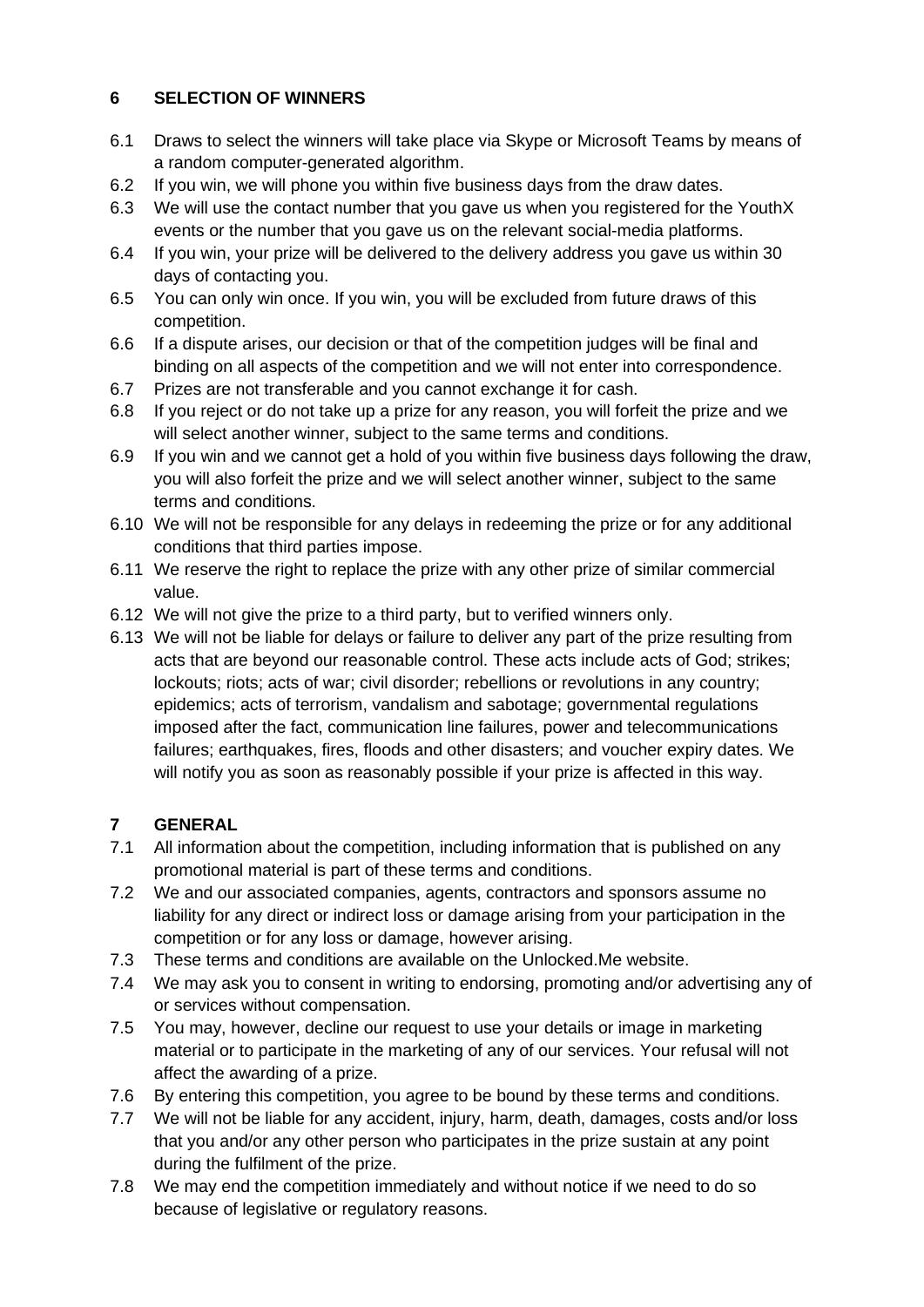## 6 SELECTION OF WINNERS

6.1 Draws to select the winners will take place via Skype or Microsoft Teams by means of a random computer-generated algorithm.

6.2 If you win, we will phone you within five business days from the draw dates.

6.3 We will use the contact number that you gave us when you registered for the YouthX events or the number that you gave us on the relevant social-media platforms.

6.4 If you win, your prize will be delivered to the delivery address you gave us within 30 days of contacting you.

6.5 You can only win once. If you win, you will be excluded from future draws of this competition.

6.6 If a dispute arises, our decision or that of the competition judges will be final and binding on all aspects of the competition and we will not enter into correspondence.

6.7 Prizes are not transferable and you cannot exchange it for cash.

6.8 If you reject or do not take up a prize for any reason, you will forfeit the prize and we will select another winner, subject to the same terms and conditions.

6.9 If you win and we cannot get a hold of you within five business days following the draw, you will also forfeit the prize and we will select another winner, subject to the same terms and conditions.

6.10 We will not be responsible for any delays in redeeming the prize or for any additional conditions that third parties impose.

6.11 We reserve the right to replace the prize with any other prize of similar commercial value.

6.12 We will not give the prize to a third party, but to verified winners only.

6.13 We will not be liable for delays or failure to deliver any part of the prize resulting from acts that are beyond our reasonable control. These acts include acts of God; strikes; lockouts; riots; acts of war; civil disorder; rebellions or revolutions in any country; epidemics; acts of terrorism, vandalism and sabotage; governmental regulations imposed after the fact, communication line failures, power and telecommunications failures; earthquakes, fires, floods and other disasters; and voucher expiry dates. We will notify you as soon as reasonably possible if your prize is affected in this way.

## 7 GENERAL

7.1 All information about the competition, including information that is published on any promotional material is part of these terms and conditions.

7.2 We and our associated companies, agents, contractors and sponsors assume no liability for any direct or indirect loss or damage arising from your participation in the competition or for any loss or damage, however arising.

7.3 These terms and conditions are available on the Unlocked.Me website.

7.4 We may ask you to consent in writing to endorsing, promoting and/or advertising any of or services without compensation.

7.5 You may, however, decline our request to use your details or image in marketing material or to participate in the marketing of any of our services. Your refusal will not affect the awarding of a prize.

7.6 By entering this competition, you agree to be bound by these terms and conditions.

7.7 We will not be liable for any accident, injury, harm, death, damages, costs and/or loss that you and/or any other person who participates in the prize sustain at any point during the fulfilment of the prize.

7.8 We may end the competition immediately and without notice if we need to do so because of legislative or regulatory reasons.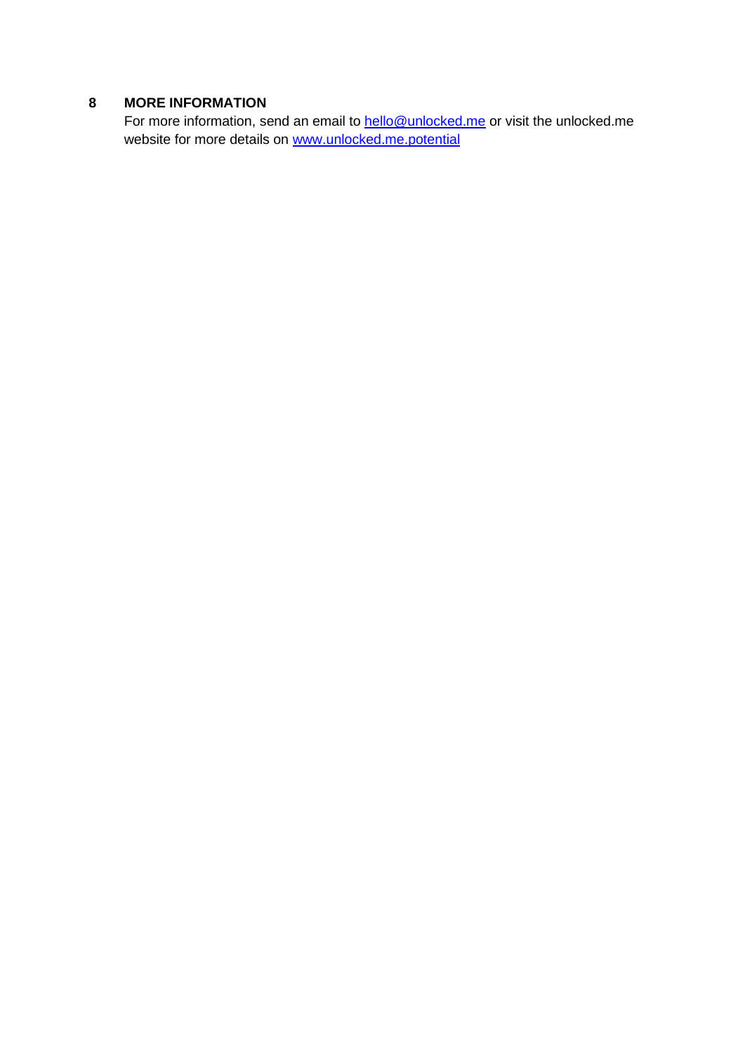## 8 MORE INFORMATION

For more information, send an email to [hello@unlocked.me](mailto:hello@unlocked.me) or visit the unlocked.me website for more details on [www.unlocked.me.potential](http://www.unlocked.me.potential)